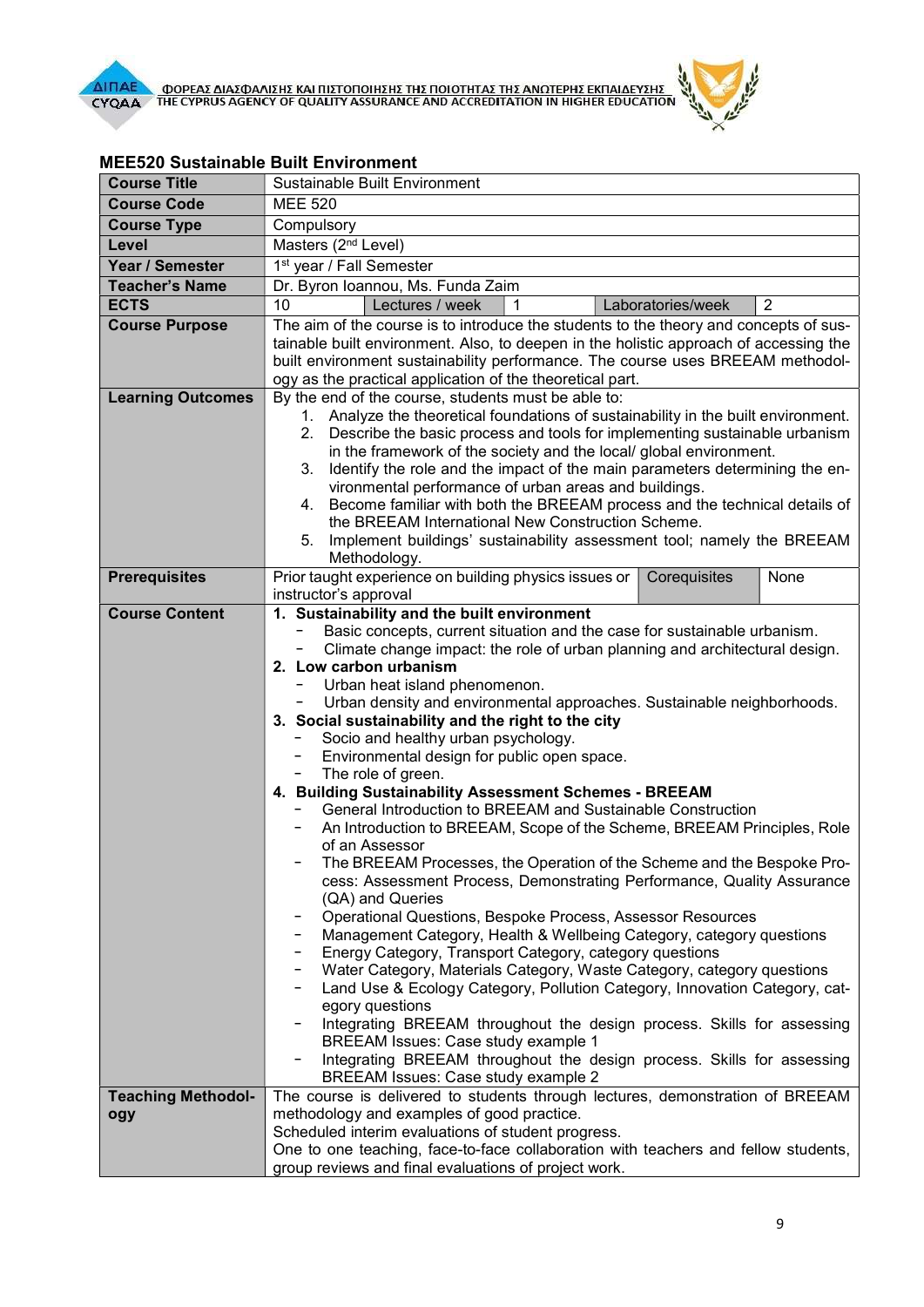## MEE520 Sustainable Built Environment

| | | | | | |
|---|---|---|---|---|---|
| **Course Title** | Sustainable Built Environment | | | | |
| **Course Code** | MEE 520 | | | | |
| **Course Type** | Compulsory | | | | |
| **Level** | Masters (2nd Level) | | | | |
| **Year / Semester** | 1st year / Fall Semester | | | | |
| **Teacher's Name** | Dr. Byron Ioannou, Ms. Funda Zaim | | | | |
| **ECTS** | 10 | Lectures / week | 1 | Laboratories/week | 2 |
| **Course Purpose** | The aim of the course is to introduce the students to the theory and concepts of sustainable built environment. Also, to deepen in the holistic approach of accessing the built environment sustainability performance. The course uses BREEAM methodology as the practical application of the theoretical part. | | | | |
| **Learning Outcomes** | By the end of the course, students must be able to:<br>1. Analyze the theoretical foundations of sustainability in the built environment.<br>2. Describe the basic process and tools for implementing sustainable urbanism in the framework of the society and the local/ global environment.<br>3. Identify the role and the impact of the main parameters determining the environmental performance of urban areas and buildings.<br>4. Become familiar with both the BREEAM process and the technical details of the BREEAM International New Construction Scheme.<br>5. Implement buildings' sustainability assessment tool; namely the BREEAM Methodology. | | | | |
| **Prerequisites** | Prior taught experience on building physics issues or instructor's approval | | | Corequisites | None |
| **Course Content** | **1. Sustainability and the built environment**<br>- Basic concepts, current situation and the case for sustainable urbanism.<br>- Climate change impact: the role of urban planning and architectural design.<br>**2. Low carbon urbanism**<br>- Urban heat island phenomenon.<br>- Urban density and environmental approaches. Sustainable neighborhoods.<br>**3. Social sustainability and the right to the city**<br>- Socio and healthy urban psychology.<br>- Environmental design for public open space.<br>- The role of green.<br>**4. Building Sustainability Assessment Schemes - BREEAM**<br>- General Introduction to BREEAM and Sustainable Construction<br>- An Introduction to BREEAM, Scope of the Scheme, BREEAM Principles, Role of an Assessor<br>- The BREEAM Processes, the Operation of the Scheme and the Bespoke Process: Assessment Process, Demonstrating Performance, Quality Assurance (QA) and Queries<br>- Operational Questions, Bespoke Process, Assessor Resources<br>- Management Category, Health & Wellbeing Category, category questions<br>- Energy Category, Transport Category, category questions<br>- Water Category, Materials Category, Waste Category, category questions<br>- Land Use & Ecology Category, Pollution Category, Innovation Category, category questions<br>- Integrating BREEAM throughout the design process. Skills for assessing BREEAM Issues: Case study example 1<br>- Integrating BREEAM throughout the design process. Skills for assessing BREEAM Issues: Case study example 2 | | | | |
| **Teaching Methodology** | The course is delivered to students through lectures, demonstration of BREEAM methodology and examples of good practice.<br>Scheduled interim evaluations of student progress.<br>One to one teaching, face-to-face collaboration with teachers and fellow students, group reviews and final evaluations of project work. | | | | |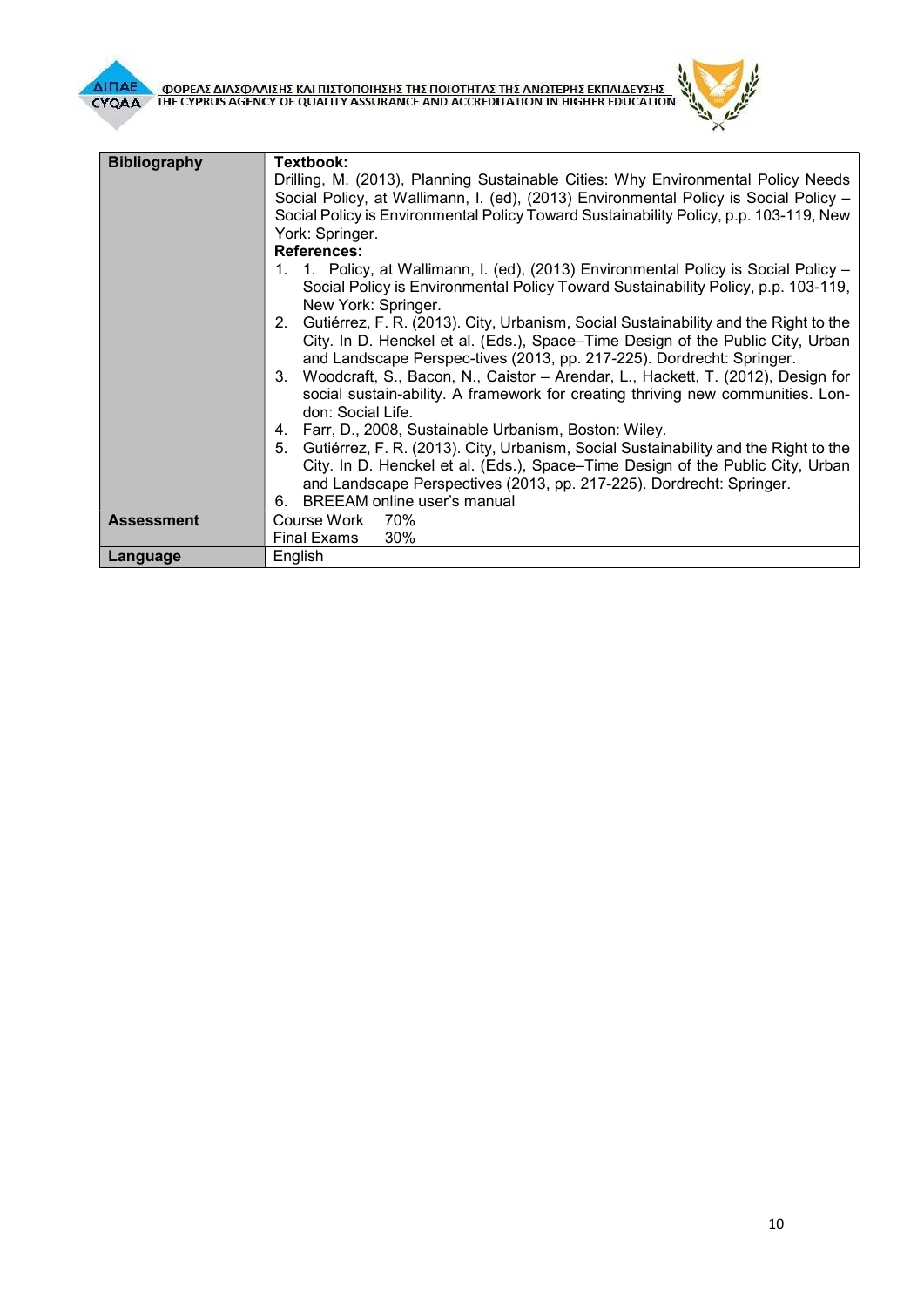| | |
|---|---|
| **Bibliography** | **Textbook:**<br>Drilling, M. (2013), Planning Sustainable Cities: Why Environmental Policy Needs Social Policy, at Wallimann, I. (ed), (2013) Environmental Policy is Social Policy – Social Policy is Environmental Policy Toward Sustainability Policy, p.p. 103-119, New York: Springer.<br>**References:**<br>1. 1. Policy, at Wallimann, I. (ed), (2013) Environmental Policy is Social Policy – Social Policy is Environmental Policy Toward Sustainability Policy, p.p. 103-119, New York: Springer.<br>2. Gutiérrez, F. R. (2013). City, Urbanism, Social Sustainability and the Right to the City. In D. Henckel et al. (Eds.), Space–Time Design of the Public City, Urban and Landscape Perspec-tives (2013, pp. 217-225). Dordrecht: Springer.<br>3. Woodcraft, S., Bacon, N., Caistor – Arendar, L., Hackett, T. (2012), Design for social sustain-ability. A framework for creating thriving new communities. Lon-don: Social Life.<br>4. Farr, D., 2008, Sustainable Urbanism, Boston: Wiley.<br>5. Gutiérrez, F. R. (2013). City, Urbanism, Social Sustainability and the Right to the City. In D. Henckel et al. (Eds.), Space–Time Design of the Public City, Urban and Landscape Perspectives (2013, pp. 217-225). Dordrecht: Springer.<br>6. BREEAM online user's manual |
| **Assessment** | Course Work 70%<br>Final Exams 30% |
| **Language** | English |